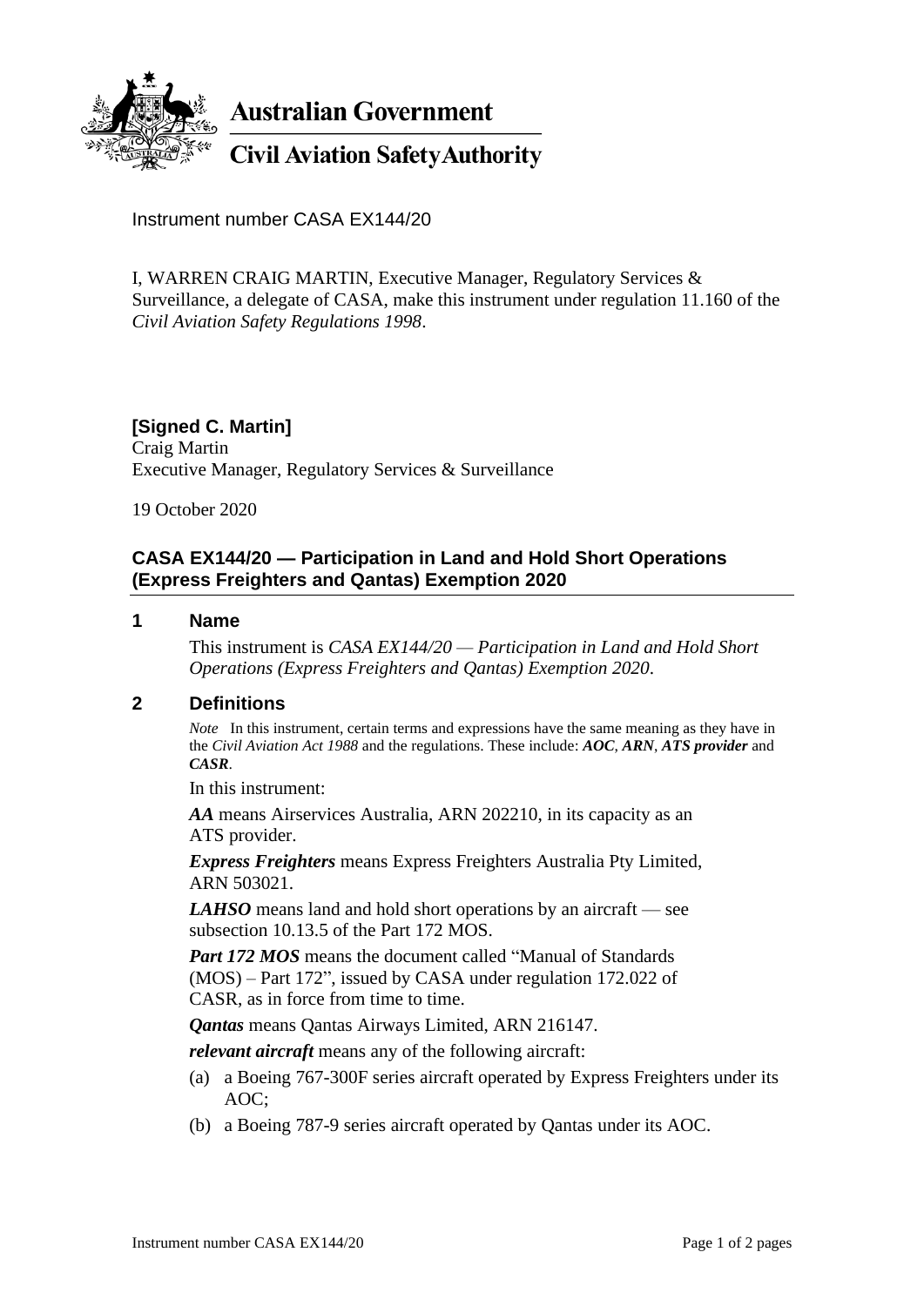**Australian Government**

**Civil Aviation Safety Authority**

Instrument number CASA EX144/20

I, WARREN CRAIG MARTIN, Executive Manager, Regulatory Services & Surveillance, a delegate of CASA, make this instrument under regulation 11.160 of the *Civil Aviation Safety Regulations 1998*.

**[Signed C. Martin]**
Craig Martin
Executive Manager, Regulatory Services & Surveillance

19 October 2020

## CASA EX144/20 — Participation in Land and Hold Short Operations (Express Freighters and Qantas) Exemption 2020

### 1 Name

This instrument is *CASA EX144/20 — Participation in Land and Hold Short Operations (Express Freighters and Qantas) Exemption 2020*.

### 2 Definitions

*Note* In this instrument, certain terms and expressions have the same meaning as they have in the *Civil Aviation Act 1988* and the regulations. These include: ***AOC***, ***ARN***, ***ATS provider*** and ***CASR***.

In this instrument:

***AA*** means Airservices Australia, ARN 202210, in its capacity as an ATS provider.

***Express Freighters*** means Express Freighters Australia Pty Limited, ARN 503021.

***LAHSO*** means land and hold short operations by an aircraft — see subsection 10.13.5 of the Part 172 MOS.

***Part 172 MOS*** means the document called "Manual of Standards (MOS) – Part 172", issued by CASA under regulation 172.022 of CASR, as in force from time to time.

***Qantas*** means Qantas Airways Limited, ARN 216147.

***relevant aircraft*** means any of the following aircraft:

(a) a Boeing 767-300F series aircraft operated by Express Freighters under its AOC;

(b) a Boeing 787-9 series aircraft operated by Qantas under its AOC.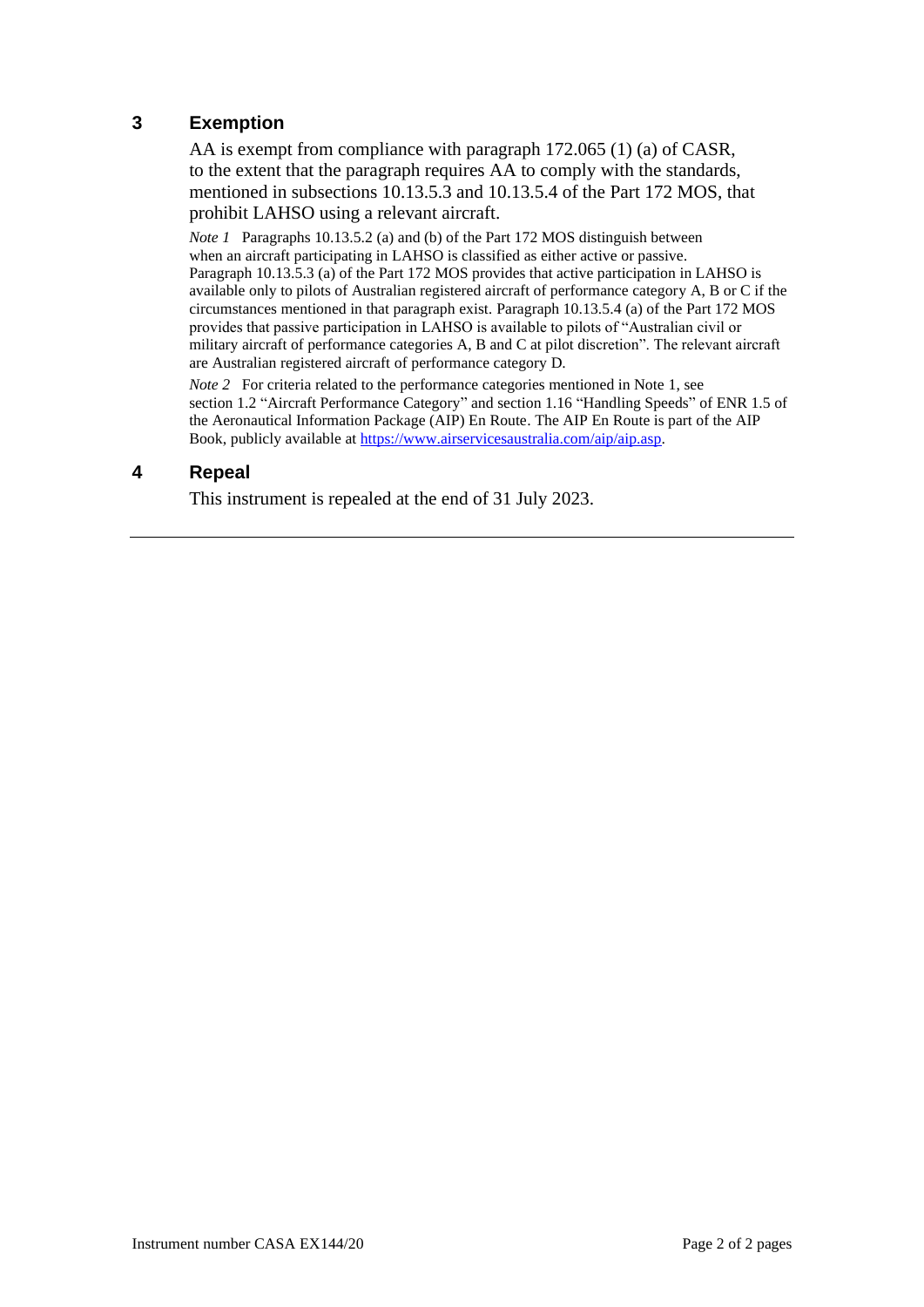## 3 Exemption

AA is exempt from compliance with paragraph 172.065 (1) (a) of CASR, to the extent that the paragraph requires AA to comply with the standards, mentioned in subsections 10.13.5.3 and 10.13.5.4 of the Part 172 MOS, that prohibit LAHSO using a relevant aircraft.

*Note 1* Paragraphs 10.13.5.2 (a) and (b) of the Part 172 MOS distinguish between when an aircraft participating in LAHSO is classified as either active or passive. Paragraph 10.13.5.3 (a) of the Part 172 MOS provides that active participation in LAHSO is available only to pilots of Australian registered aircraft of performance category A, B or C if the circumstances mentioned in that paragraph exist. Paragraph 10.13.5.4 (a) of the Part 172 MOS provides that passive participation in LAHSO is available to pilots of "Australian civil or military aircraft of performance categories A, B and C at pilot discretion". The relevant aircraft are Australian registered aircraft of performance category D.

*Note 2* For criteria related to the performance categories mentioned in Note 1, see section 1.2 "Aircraft Performance Category" and section 1.16 "Handling Speeds" of ENR 1.5 of the Aeronautical Information Package (AIP) En Route. The AIP En Route is part of the AIP Book, publicly available at https://www.airservicesaustralia.com/aip/aip.asp.

## 4 Repeal

This instrument is repealed at the end of 31 July 2023.

---